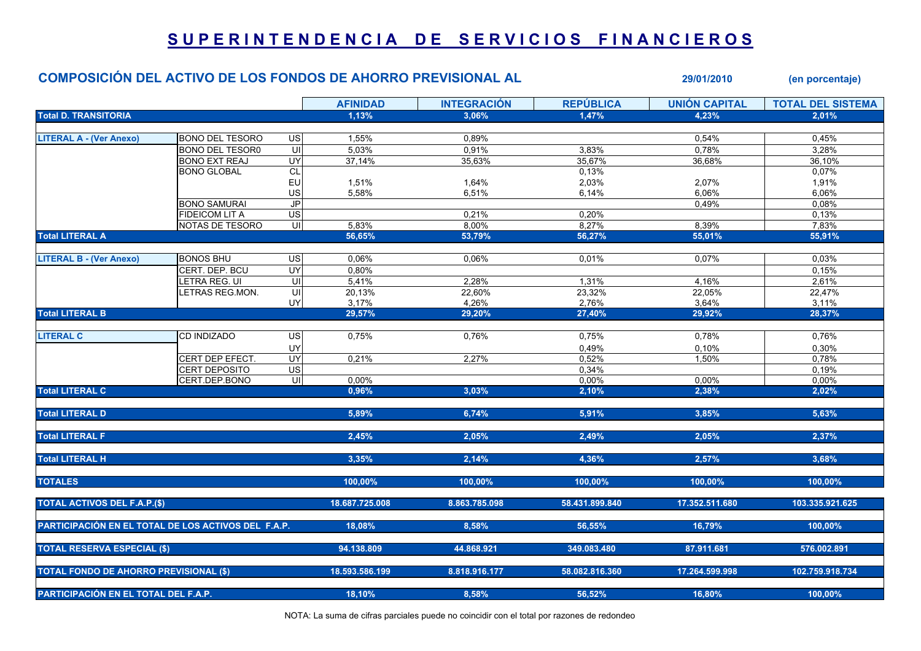# SUPERINTENDENCIA DE SERVICIOS FINANCIEROS

## COMPOSICIÓN DEL ACTIVO DE LOS FONDOS DE AHORRO PREVISIONAL AL 29/01/2010 (en porcentaje)

| | | | AFINIDAD | INTEGRACIÓN | REPÚBLICA | UNIÓN CAPITAL | TOTAL DEL SISTEMA |
|---|---|---|---|---|---|---|---|
| **Total D. TRANSITORIA** | | | 1,13% | 3,06% | 1,47% | 4,23% | 2,01% |
| **LITERAL A - (Ver Anexo)** | BONO DEL TESORO | US | 1,55% | 0,89% | | 0,54% | 0,45% |
| | BONO DEL TESOR0 | UI | 5,03% | 0,91% | 3,83% | 0,78% | 3,28% |
| | BONO EXT REAJ | UY | 37,14% | 35,63% | 35,67% | 36,68% | 36,10% |
| | BONO GLOBAL | CL | | | 0,13% | | 0,07% |
| | | EU | 1,51% | 1,64% | 2,03% | 2,07% | 1,91% |
| | | US | 5,58% | 6,51% | 6,14% | 6,06% | 6,06% |
| | BONO SAMURAI | JP | | | | 0,49% | 0,08% |
| | FIDEICOM LIT A | US | | 0,21% | 0,20% | | 0,13% |
| | NOTAS DE TESORO | UI | 5,83% | 8,00% | 8,27% | 8,39% | 7,83% |
| **Total LITERAL A** | | | 56,65% | 53,79% | 56,27% | 55,01% | 55,91% |
| **LITERAL B - (Ver Anexo)** | BONOS BHU | US | 0,06% | 0,06% | 0,01% | 0,07% | 0,03% |
| | CERT. DEP. BCU | UY | 0,80% | | | | 0,15% |
| | LETRA REG. UI | UI | 5,41% | 2,28% | 1,31% | 4,16% | 2,61% |
| | LETRAS REG.MON. | UI | 20,13% | 22,60% | 23,32% | 22,05% | 22,47% |
| | | UY | 3,17% | 4,26% | 2,76% | 3,64% | 3,11% |
| **Total LITERAL B** | | | 29,57% | 29,20% | 27,40% | 29,92% | 28,37% |
| **LITERAL C** | CD INDIZADO | US | 0,75% | 0,76% | 0,75% | 0,78% | 0,76% |
| | | UY | | | 0,49% | 0,10% | 0,30% |
| | CERT DEP EFECT. | UY | 0,21% | 2,27% | 0,52% | 1,50% | 0,78% |
| | CERT DEPOSITO | US | | | 0,34% | | 0,19% |
| | CERT.DEP.BONO | UI | 0,00% | | 0,00% | 0,00% | 0,00% |
| **Total LITERAL C** | | | 0,96% | 3,03% | 2,10% | 2,38% | 2,02% |
| **Total LITERAL D** | | | 5,89% | 6,74% | 5,91% | 3,85% | 5,63% |
| **Total LITERAL F** | | | 2,45% | 2,05% | 2,49% | 2,05% | 2,37% |
| **Total LITERAL H** | | | 3,35% | 2,14% | 4,36% | 2,57% | 3,68% |
| **TOTALES** | | | 100,00% | 100,00% | 100,00% | 100,00% | 100,00% |
| **TOTAL ACTIVOS DEL F.A.P.($)** | | | 18.687.725.008 | 8.863.785.098 | 58.431.899.840 | 17.352.511.680 | 103.335.921.625 |
| **PARTICIPACIÓN EN EL TOTAL DE LOS ACTIVOS DEL F.A.P.** | | | 18,08% | 8,58% | 56,55% | 16,79% | 100,00% |
| **TOTAL RESERVA ESPECIAL ($)** | | | 94.138.809 | 44.868.921 | 349.083.480 | 87.911.681 | 576.002.891 |
| **TOTAL FONDO DE AHORRO PREVISIONAL ($)** | | | 18.593.586.199 | 8.818.916.177 | 58.082.816.360 | 17.264.599.998 | 102.759.918.734 |
| **PARTICIPACIÓN EN EL TOTAL DEL F.A.P.** | | | 18,10% | 8,58% | 56,52% | 16,80% | 100,00% |

NOTA: La suma de cifras parciales puede no coincidir con el total por razones de redondeo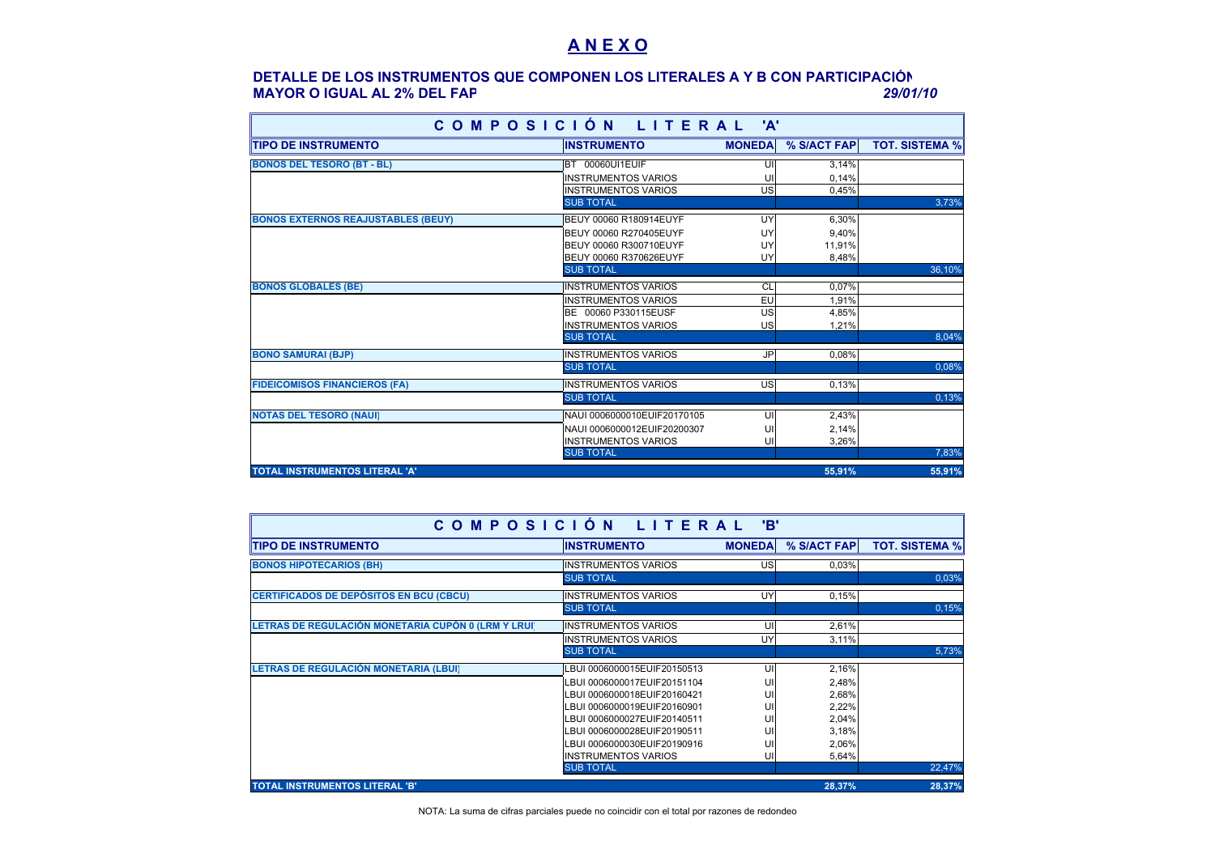# A N E X O

**DETALLE DE LOS INSTRUMENTOS QUE COMPONEN LOS LITERALES A Y B CON PARTICIPACIÓN MAYOR O IGUAL AL 2% DEL FAP** ***29/01/10***

## C O M P O S I C I Ó N L I T E R A L 'A'

| TIPO DE INSTRUMENTO | INSTRUMENTO | MONEDA | % S/ACT FAP | TOT. SISTEMA % |
|---|---|---|---|---|
| BONOS DEL TESORO (BT - BL) | BT 00060UI1EUIF | UI | 3,14% | |
| | INSTRUMENTOS VARIOS | UI | 0,14% | |
| | INSTRUMENTOS VARIOS | US | 0,45% | |
| | SUB TOTAL | | | 3,73% |
| BONOS EXTERNOS REAJUSTABLES (BEUY) | BEUY 00060 R180914EUYF | UY | 6,30% | |
| | BEUY 00060 R270405EUYF | UY | 9,40% | |
| | BEUY 00060 R300710EUYF | UY | 11,91% | |
| | BEUY 00060 R370626EUYF | UY | 8,48% | |
| | SUB TOTAL | | | 36,10% |
| BONOS GLOBALES (BE) | INSTRUMENTOS VARIOS | CL | 0,07% | |
| | INSTRUMENTOS VARIOS | EU | 1,91% | |
| | BE 00060 P330115EUSF | US | 4,85% | |
| | INSTRUMENTOS VARIOS | US | 1,21% | |
| | SUB TOTAL | | | 8,04% |
| BONO SAMURAI (BJP) | INSTRUMENTOS VARIOS | JP | 0,08% | |
| | SUB TOTAL | | | 0,08% |
| FIDEICOMISOS FINANCIEROS (FA) | INSTRUMENTOS VARIOS | US | 0,13% | |
| | SUB TOTAL | | | 0,13% |
| NOTAS DEL TESORO (NAUI) | NAUI 0006000010EUIF20170105 | UI | 2,43% | |
| | NAUI 0006000012EUIF20200307 | UI | 2,14% | |
| | INSTRUMENTOS VARIOS | UI | 3,26% | |
| | SUB TOTAL | | | 7,83% |
| **TOTAL INSTRUMENTOS LITERAL 'A'** | | | **55,91%** | **55,91%** |

## C O M P O S I C I Ó N L I T E R A L 'B'

| TIPO DE INSTRUMENTO | INSTRUMENTO | MONEDA | % S/ACT FAP | TOT. SISTEMA % |
|---|---|---|---|---|
| BONOS HIPOTECARIOS (BH) | INSTRUMENTOS VARIOS | US | 0,03% | |
| | SUB TOTAL | | | 0,03% |
| CERTIFICADOS DE DEPÓSITOS EN BCU (CBCU) | INSTRUMENTOS VARIOS | UY | 0,15% | |
| | SUB TOTAL | | | 0,15% |
| LETRAS DE REGULACIÓN MONETARIA CUPÓN 0 (LRM Y LRUI) | INSTRUMENTOS VARIOS | UI | 2,61% | |
| | INSTRUMENTOS VARIOS | UY | 3,11% | |
| | SUB TOTAL | | | 5,73% |
| LETRAS DE REGULACIÓN MONETARIA (LBUI) | LBUI 0006000015EUIF20150513 | UI | 2,16% | |
| | LBUI 0006000017EUIF20151104 | UI | 2,48% | |
| | LBUI 0006000018EUIF20160421 | UI | 2,68% | |
| | LBUI 0006000019EUIF20160901 | UI | 2,22% | |
| | LBUI 0006000027EUIF20140511 | UI | 2,04% | |
| | LBUI 0006000028EUIF20190511 | UI | 3,18% | |
| | LBUI 0006000030EUIF20190916 | UI | 2,06% | |
| | INSTRUMENTOS VARIOS | UI | 5,64% | |
| | SUB TOTAL | | | 22,47% |
| **TOTAL INSTRUMENTOS LITERAL 'B'** | | | **28,37%** | **28,37%** |

NOTA: La suma de cifras parciales puede no coincidir con el total por razones de redondeo